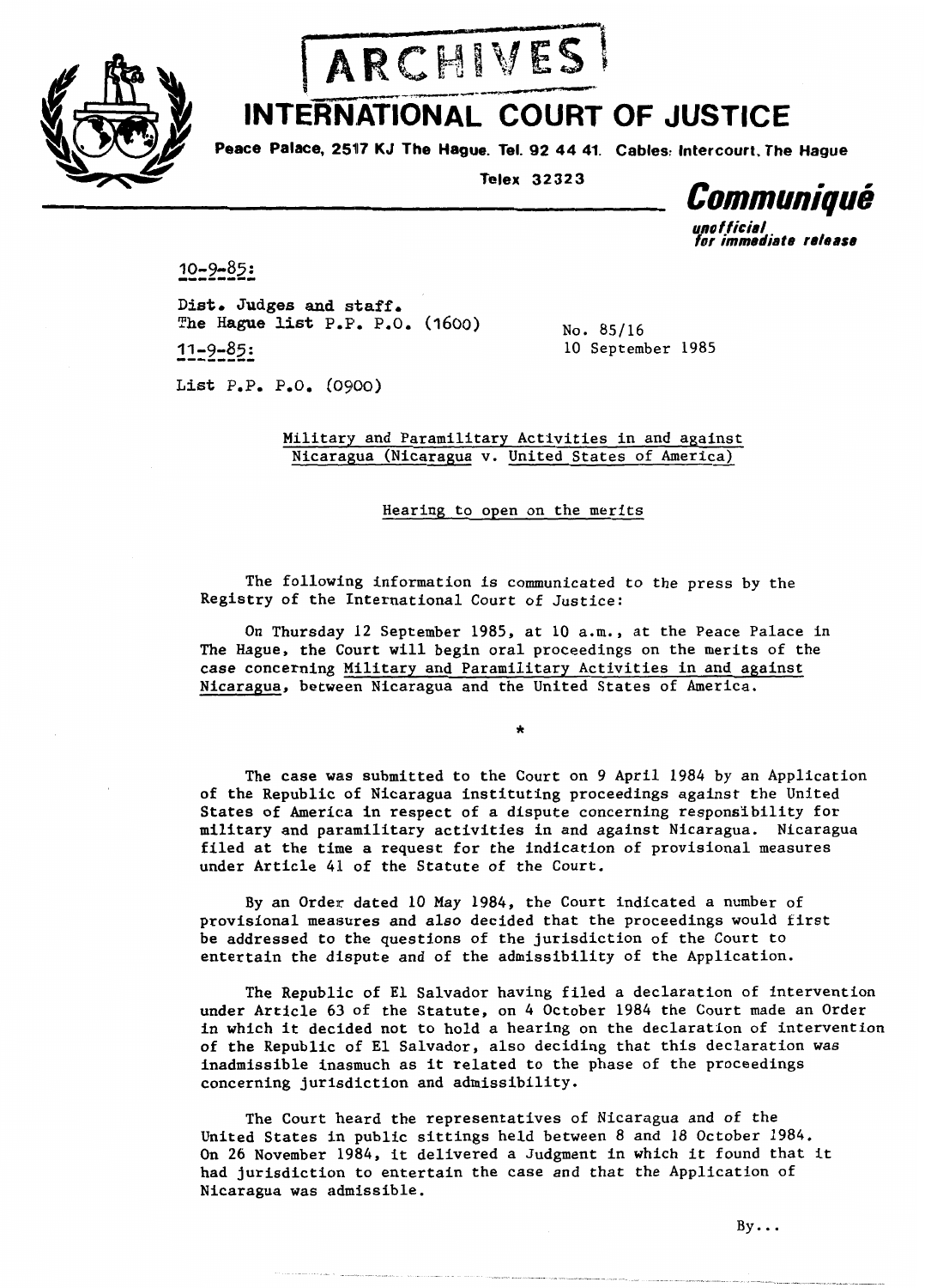ARCHIVES

# INTERNATIONAL COURT OF JUSTICE

**Peace Palace, 2517 KJ The Hague. Tel. 92 44 41. Cables: Intercourt, The Hague**

**Telex 32323**

***Communiqué***

***unofficial for immediate release***

10-9-85:

Dist. Judges and staff.
The Hague list P.P. P.O. (1600)

11-9-85:

List P.P. P.O. (0900)

No. 85/16
10 September 1985

Military and Paramilitary Activities in and against Nicaragua (Nicaragua v. United States of America)

Hearing to open on the merits

The following information is communicated to the press by the Registry of the International Court of Justice:

On Thursday 12 September 1985, at 10 a.m., at the Peace Palace in The Hague, the Court will begin oral proceedings on the merits of the case concerning Military and Paramilitary Activities in and against Nicaragua, between Nicaragua and the United States of America.

*

The case was submitted to the Court on 9 April 1984 by an Application of the Republic of Nicaragua instituting proceedings against the United States of America in respect of a dispute concerning responsibility for military and paramilitary activities in and against Nicaragua. Nicaragua filed at the time a request for the indication of provisional measures under Article 41 of the Statute of the Court.

By an Order dated 10 May 1984, the Court indicated a number of provisional measures and also decided that the proceedings would first be addressed to the questions of the jurisdiction of the Court to entertain the dispute and of the admissibility of the Application.

The Republic of El Salvador having filed a declaration of intervention under Article 63 of the Statute, on 4 October 1984 the Court made an Order in which it decided not to hold a hearing on the declaration of intervention of the Republic of El Salvador, also deciding that this declaration was inadmissible inasmuch as it related to the phase of the proceedings concerning jurisdiction and admissibility.

The Court heard the representatives of Nicaragua and of the United States in public sittings held between 8 and 18 October 1984. On 26 November 1984, it delivered a Judgment in which it found that it had jurisdiction to entertain the case and that the Application of Nicaragua was admissible.

By...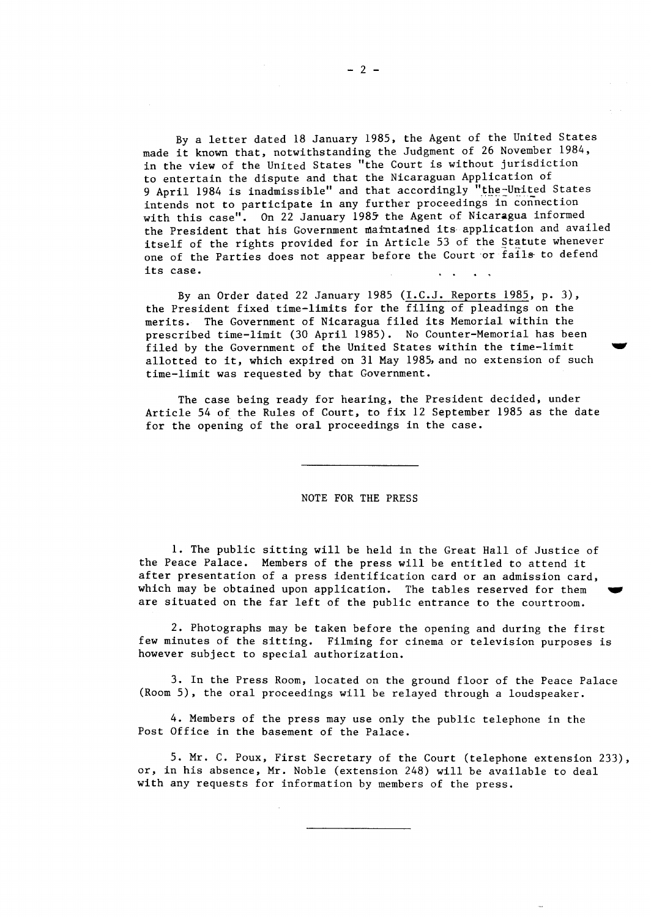By a letter dated 18 January 1985, the Agent of the United States made it known that, notwithstanding the Judgment of 26 November 1984, in the view of the United States "the Court is without jurisdiction to entertain the dispute and that the Nicaraguan Application of 9 April 1984 is inadmissible" and that accordingly "the United States intends not to participate in any further proceedings in connection with this case". On 22 January 1985 the Agent of Nicaragua informed the President that his Government maintained its application and availed itself of the rights provided for in Article 53 of the Statute whenever one of the Parties does not appear before the Court or fails to defend its case.

By an Order dated 22 January 1985 (I.C.J. Reports 1985, p. 3), the President fixed time-limits for the filing of pleadings on the merits. The Government of Nicaragua filed its Memorial within the prescribed time-limit (30 April 1985). No Counter-Memorial has been filed by the Government of the United States within the time-limit allotted to it, which expired on 31 May 1985, and no extension of such time-limit was requested by that Government.

The case being ready for hearing, the President decided, under Article 54 of the Rules of Court, to fix 12 September 1985 as the date for the opening of the oral proceedings in the case.

---

NOTE FOR THE PRESS

1. The public sitting will be held in the Great Hall of Justice of the Peace Palace. Members of the press will be entitled to attend it after presentation of a press identification card or an admission card, which may be obtained upon application. The tables reserved for them are situated on the far left of the public entrance to the courtroom.

2. Photographs may be taken before the opening and during the first few minutes of the sitting. Filming for cinema or television purposes is however subject to special authorization.

3. In the Press Room, located on the ground floor of the Peace Palace (Room 5), the oral proceedings will be relayed through a loudspeaker.

4. Members of the press may use only the public telephone in the Post Office in the basement of the Palace.

5. Mr. C. Poux, First Secretary of the Court (telephone extension 233), or, in his absence, Mr. Noble (extension 248) will be available to deal with any requests for information by members of the press.

---